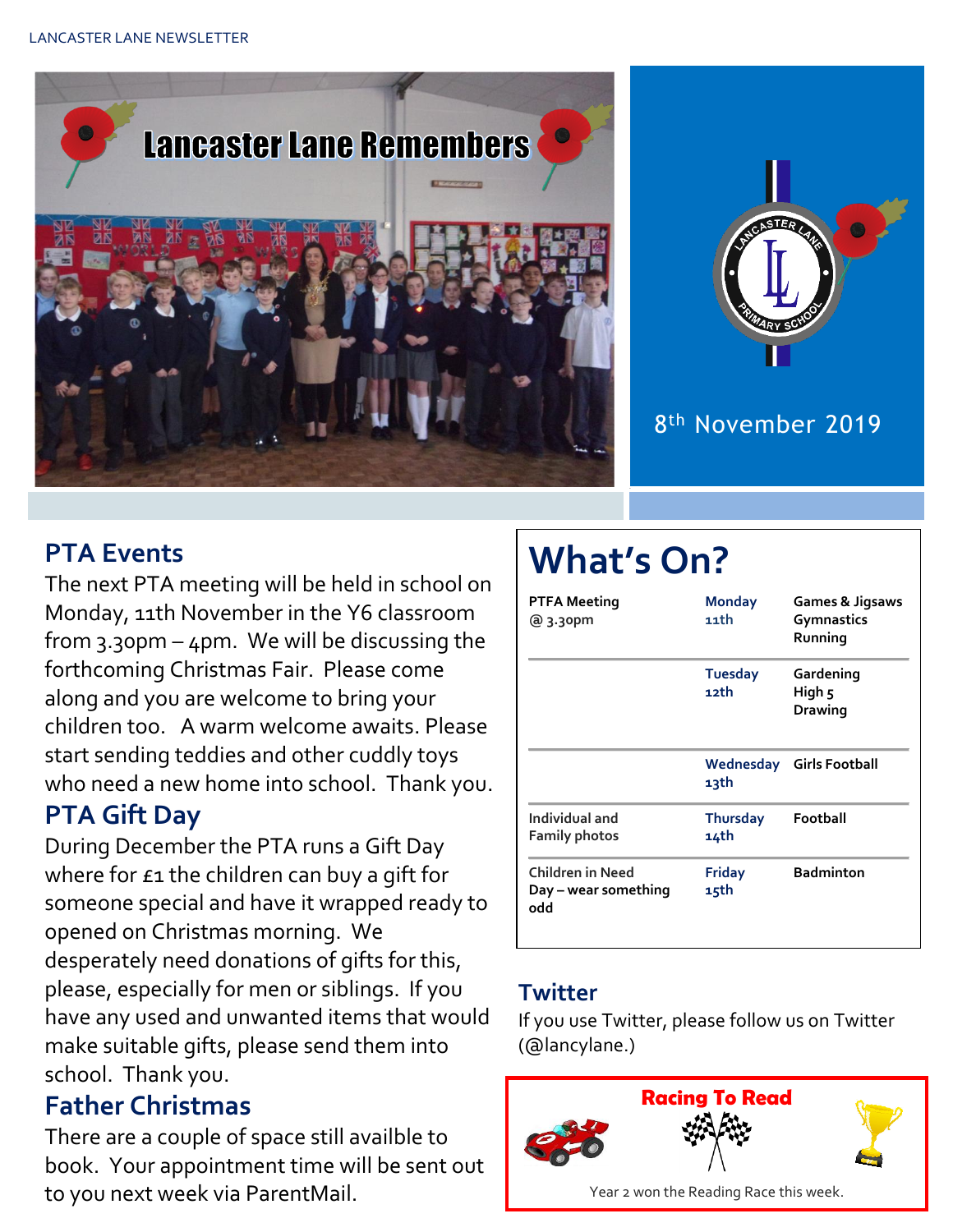# Lancaster Lane Remembers

8th November 2019

## PTA Events

The next PTA meeting will be held in school on Monday, 11th November in the Y6 classroom from 3.30pm – 4pm. We will be discussing the forthcoming Christmas Fair. Please come along and you are welcome to bring your children too. A warm welcome awaits. Please start sending teddies and other cuddly toys who need a new home into school. Thank you.

## PTA Gift Day

During December the PTA runs a Gift Day where for £1 the children can buy a gift for someone special and have it wrapped ready to opened on Christmas morning. We desperately need donations of gifts for this, please, especially for men or siblings. If you have any used and unwanted items that would make suitable gifts, please send them into school. Thank you.

## Father Christmas

There are a couple of space still availble to book. Your appointment time will be sent out to you next week via ParentMail.

## What's On?

| | | |
|---|---|---|
| **PTFA Meeting @ 3.30pm** | Monday 11th | **Games & Jigsaws Gymnastics Running** |
| | Tuesday 12th | **Gardening High 5 Drawing** |
| | Wednesday 13th | **Girls Football** |
| Individual and Family photos | Thursday 14th | **Football** |
| Children in Need Day – wear something odd | Friday 15th | **Badminton** |

## Twitter

If you use Twitter, please follow us on Twitter (@lancylane.)

**Racing To Read**

Year 2 won the Reading Race this week.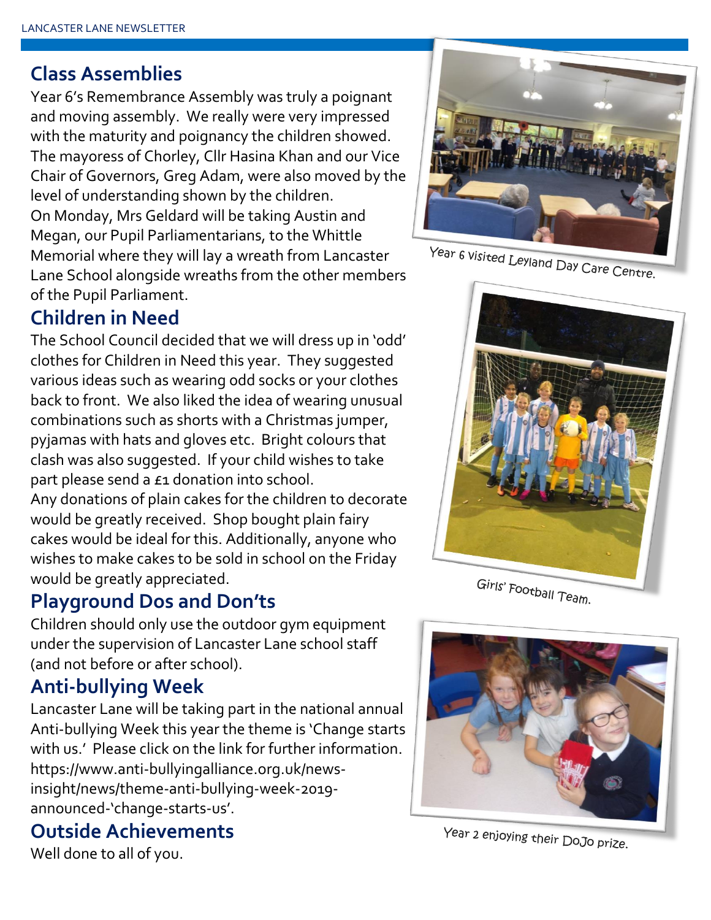## Class Assemblies

Year 6's Remembrance Assembly was truly a poignant and moving assembly. We really were very impressed with the maturity and poignancy the children showed. The mayoress of Chorley, Cllr Hasina Khan and our Vice Chair of Governors, Greg Adam, were also moved by the level of understanding shown by the children.

On Monday, Mrs Geldard will be taking Austin and Megan, our Pupil Parliamentarians, to the Whittle Memorial where they will lay a wreath from Lancaster Lane School alongside wreaths from the other members of the Pupil Parliament.

## Children in Need

The School Council decided that we will dress up in 'odd' clothes for Children in Need this year. They suggested various ideas such as wearing odd socks or your clothes back to front. We also liked the idea of wearing unusual combinations such as shorts with a Christmas jumper, pyjamas with hats and gloves etc. Bright colours that clash was also suggested. If your child wishes to take part please send a £1 donation into school.

Any donations of plain cakes for the children to decorate would be greatly received. Shop bought plain fairy cakes would be ideal for this. Additionally, anyone who wishes to make cakes to be sold in school on the Friday would be greatly appreciated.

## Playground Dos and Don'ts

Children should only use the outdoor gym equipment under the supervision of Lancaster Lane school staff (and not before or after school).

## Anti-bullying Week

Lancaster Lane will be taking part in the national annual Anti-bullying Week this year the theme is 'Change starts with us.' Please click on the link for further information. https://www.anti-bullyingalliance.org.uk/news-insight/news/theme-anti-bullying-week-2019-announced-'change-starts-us'.

## Outside Achievements

Well done to all of you.

Year 6 visited Leyland Day Care Centre.

Girls' Football Team.

Year 2 enjoying their DoJo prize.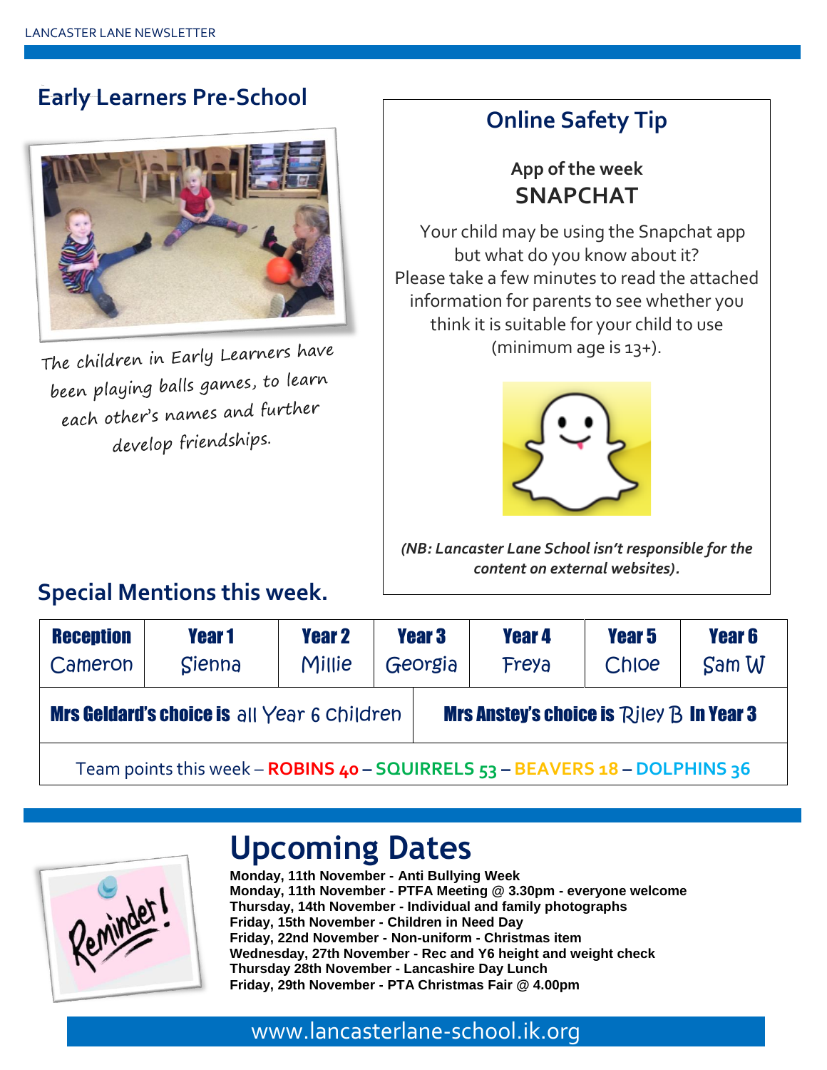## Early Learners Pre-School

The children in Early Learners have been playing balls games, to learn each other's names and further develop friendships.

## Online Safety Tip

**App of the week**

**SNAPCHAT**

Your child may be using the Snapchat app but what do you know about it? Please take a few minutes to read the attached information for parents to see whether you think it is suitable for your child to use (minimum age is 13+).

***(NB: Lancaster Lane School isn't responsible for the content on external websites).***

## Special Mentions this week.

| Reception | Year 1 | Year 2 | Year 3 | Year 4 | Year 5 | Year 6 |
|---|---|---|---|---|---|---|
| Cameron | Sienna | Millie | Georgia | Freya | Chloe | Sam W |
| **Mrs Geldard's choice is** all Year 6 children | | | | **Mrs Anstey's choice is** Riley B **In Year 3** | | |
| Team points this week – **ROBINS 40** – **SQUIRRELS 53** – **BEAVERS 18** – **DOLPHINS 36** | | | | | | |

# Upcoming Dates

**Monday, 11th November - Anti Bullying Week**
**Monday, 11th November - PTFA Meeting @ 3.30pm - everyone welcome**
**Thursday, 14th November - Individual and family photographs**
**Friday, 15th November - Children in Need Day**
**Friday, 22nd November - Non-uniform - Christmas item**
**Wednesday, 27th November - Rec and Y6 height and weight check**
**Thursday 28th November - Lancashire Day Lunch**
**Friday, 29th November - PTA Christmas Fair @ 4.00pm**

www.lancasterlane-school.ik.org